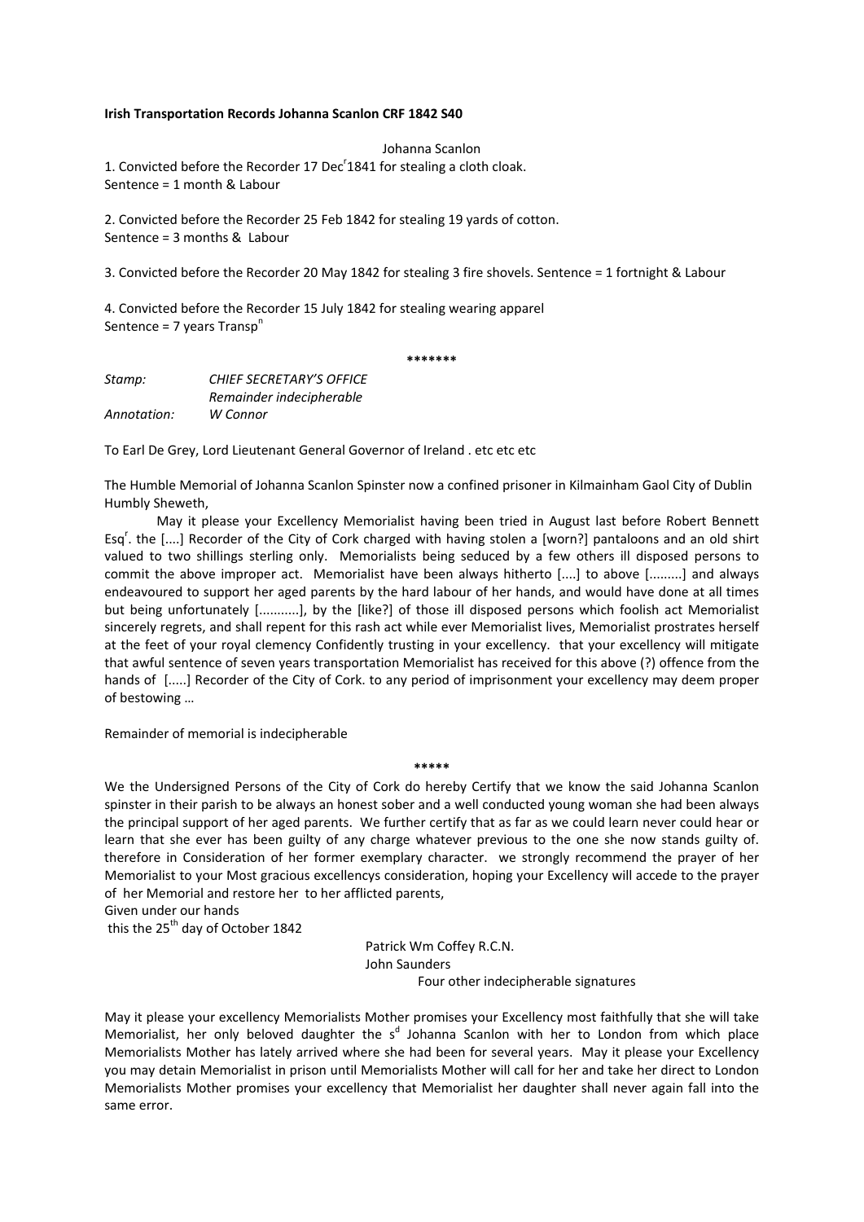**Irish Transportation Records Johanna Scanlon CRF 1842 S40**

Johanna Scanlon

1. Convicted before the Recorder 17 Dec[r] 1841 for stealing a cloth cloak.
Sentence = 1 month & Labour

2. Convicted before the Recorder 25 Feb 1842 for stealing 19 yards of cotton.
Sentence = 3 months & Labour

3. Convicted before the Recorder 20 May 1842 for stealing 3 fire shovels. Sentence = 1 fortnight & Labour

4. Convicted before the Recorder 15 July 1842 for stealing wearing apparel
Sentence = 7 years Transp[n]

*******

| | |
|---|---|
| *Stamp:* | *CHIEF SECRETARY'S OFFICE* |
| | *Remainder indecipherable* |
| *Annotation:* | *W Connor* |

To Earl De Grey, Lord Lieutenant General Governor of Ireland . etc etc etc

The Humble Memorial of Johanna Scanlon Spinster now a confined prisoner in Kilmainham Gaol City of Dublin Humbly Sheweth,

May it please your Excellency Memorialist having been tried in August last before Robert Bennett Esq[r]. the [....] Recorder of the City of Cork charged with having stolen a [worn?] pantaloons and an old shirt valued to two shillings sterling only. Memorialists being seduced by a few others ill disposed persons to commit the above improper act. Memorialist have been always hitherto [....] to above [.........] and always endeavoured to support her aged parents by the hard labour of her hands, and would have done at all times but being unfortunately [..........], by the [like?] of those ill disposed persons which foolish act Memorialist sincerely regrets, and shall repent for this rash act while ever Memorialist lives, Memorialist prostrates herself at the feet of your royal clemency Confidently trusting in your excellency. that your excellency will mitigate that awful sentence of seven years transportation Memorialist has received for this above (?) offence from the hands of [.....] Recorder of the City of Cork. to any period of imprisonment your excellency may deem proper of bestowing …

Remainder of memorial is indecipherable

*****

We the Undersigned Persons of the City of Cork do hereby Certify that we know the said Johanna Scanlon spinster in their parish to be always an honest sober and a well conducted young woman she had been always the principal support of her aged parents. We further certify that as far as we could learn never could hear or learn that she ever has been guilty of any charge whatever previous to the one she now stands guilty of. therefore in Consideration of her former exemplary character. we strongly recommend the prayer of her Memorialist to your Most gracious excellencys consideration, hoping your Excellency will accede to the prayer of her Memorial and restore her to her afflicted parents,

Given under our hands
this the 25[th] day of October 1842

Patrick Wm Coffey R.C.N.
John Saunders
Four other indecipherable signatures

May it please your excellency Memorialists Mother promises your Excellency most faithfully that she will take Memorialist, her only beloved daughter the s[d] Johanna Scanlon with her to London from which place Memorialists Mother has lately arrived where she had been for several years. May it please your Excellency you may detain Memorialist in prison until Memorialists Mother will call for her and take her direct to London Memorialists Mother promises your excellency that Memorialist her daughter shall never again fall into the same error.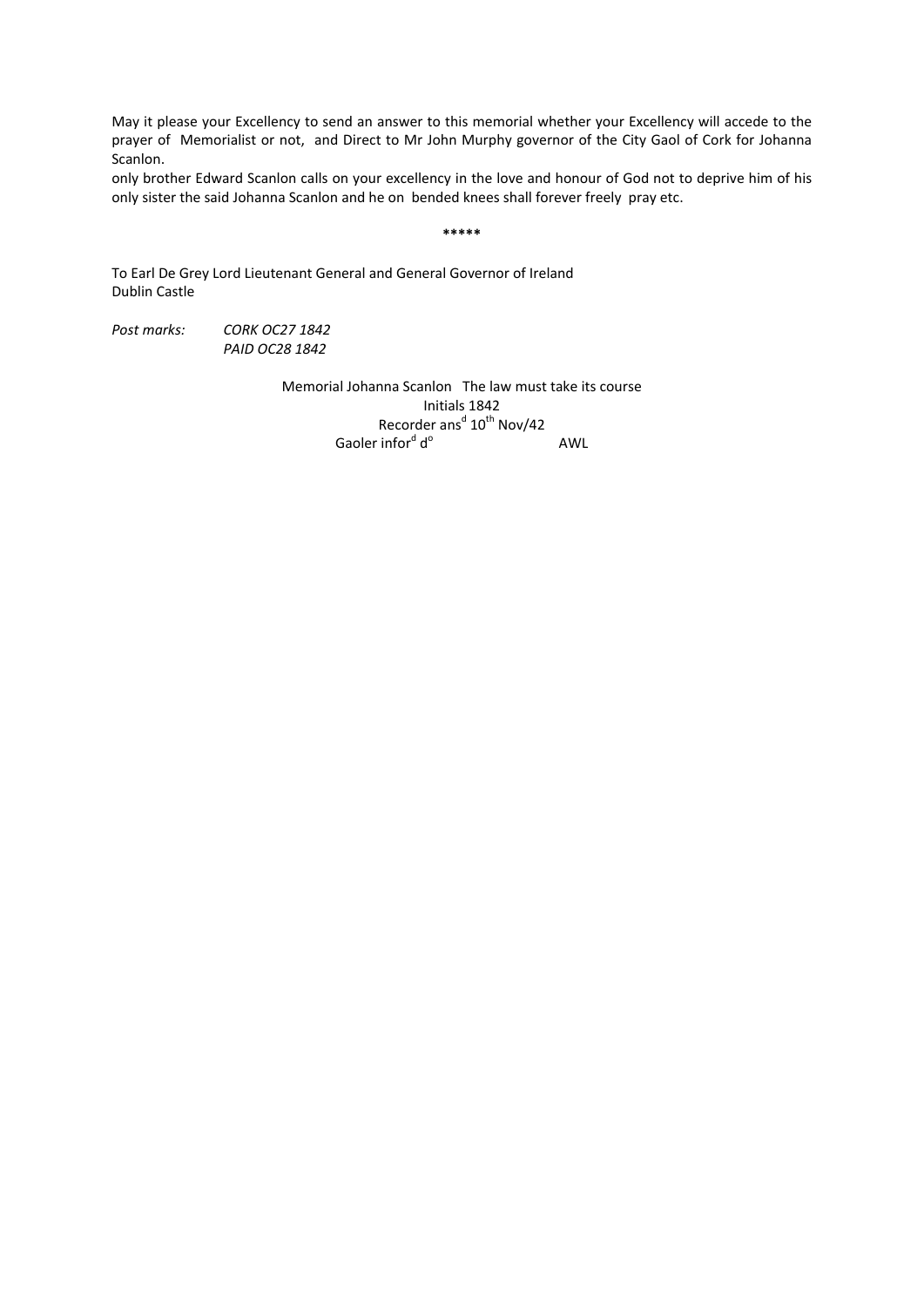May it please your Excellency to send an answer to this memorial whether your Excellency will accede to the prayer of Memorialist or not, and Direct to Mr John Murphy governor of the City Gaol of Cork for Johanna Scanlon.

only brother Edward Scanlon calls on your excellency in the love and honour of God not to deprive him of his only sister the said Johanna Scanlon and he on bended knees shall forever freely pray etc.

*****

To Earl De Grey Lord Lieutenant General and General Governor of Ireland
Dublin Castle

*Post marks:* *CORK OC27 1842*
*PAID OC28 1842*

Memorial Johanna Scanlon The law must take its course
Initials 1842
Recorder ans[d] 10[th] Nov/42
Gaoler infor[d] d[o] AWL